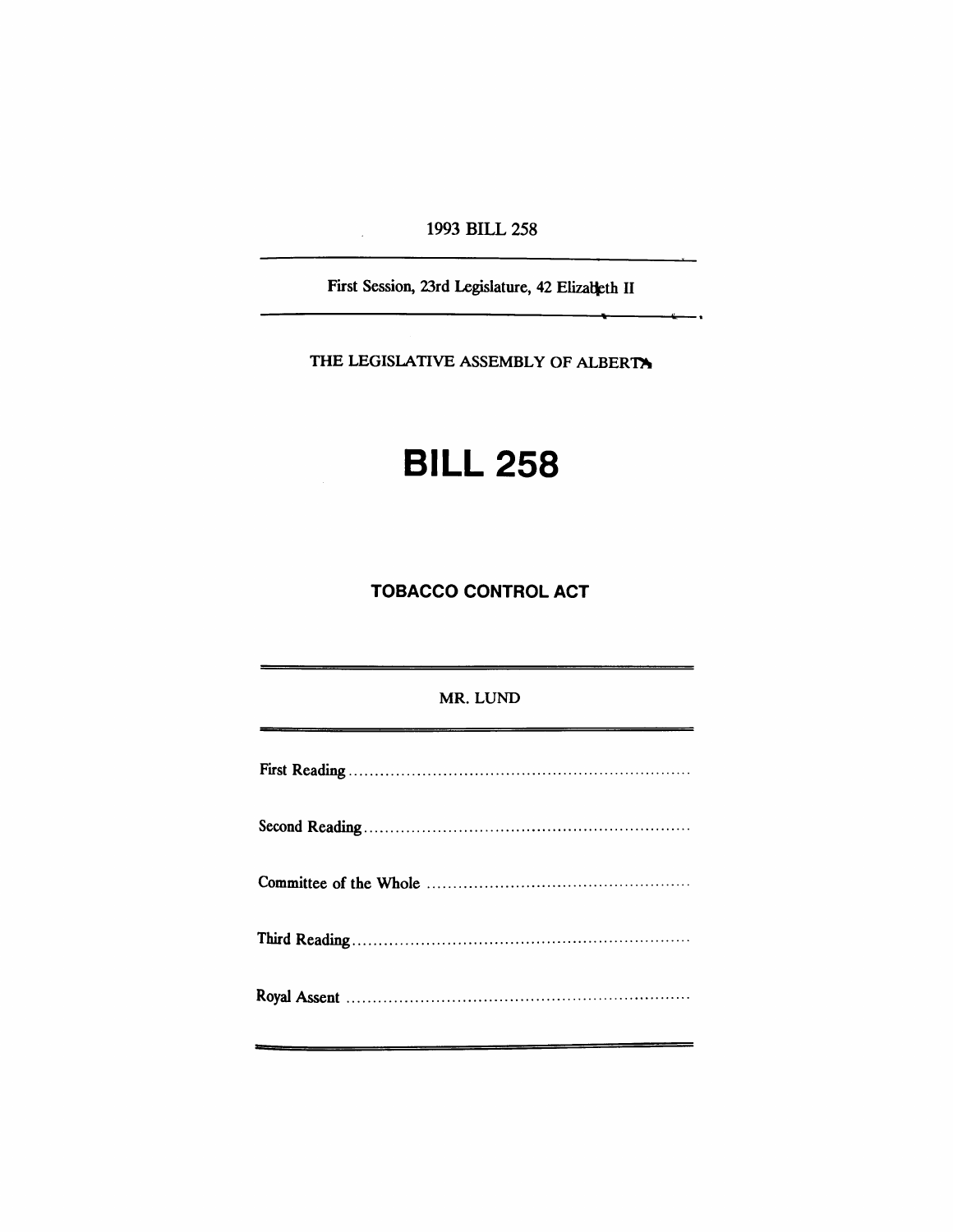1993 BILL 258

First Session, 23rd Legislature, 42 Elizabeth II

THE LEGISLATIVE ASSEMBLY OF ALBERTA

# BILL 258

## TOBACCO CONTROL ACT

MR. LUND

First Reading ..................................................................

Second Reading ..................................................................

Committee of the Whole ..................................................................

Third Reading ..................................................................

Royal Assent ..................................................................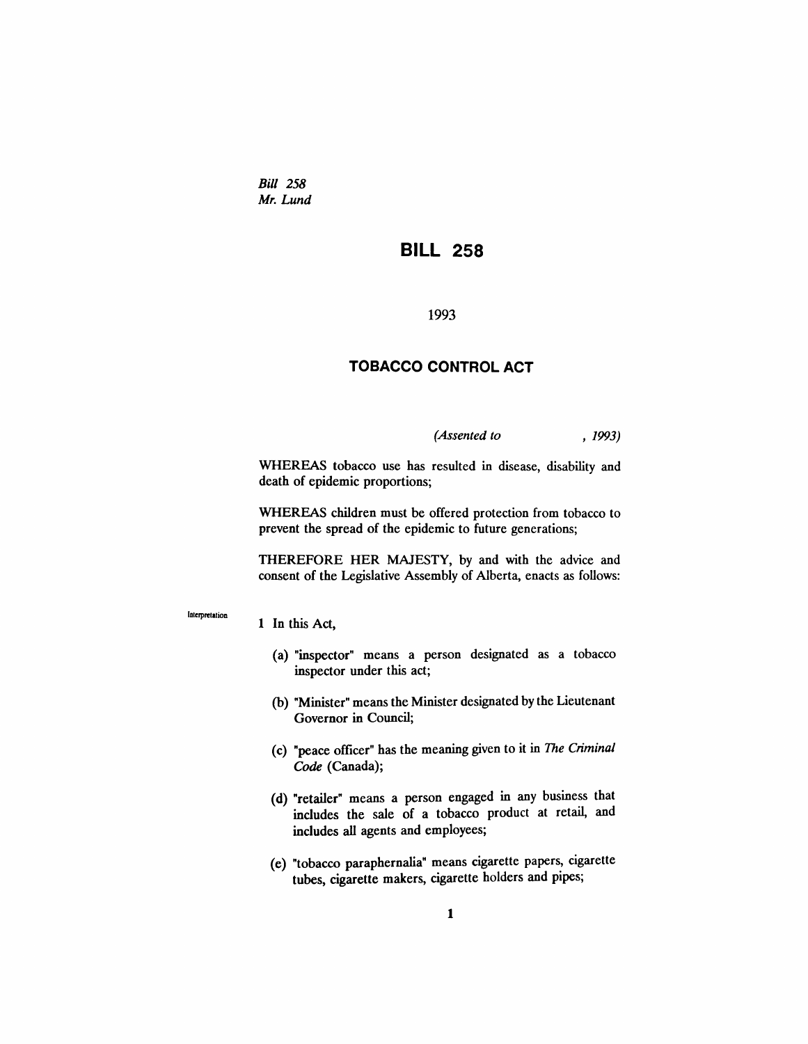*Bill 258*
*Mr. Lund*

# BILL 258

1993

## TOBACCO CONTROL ACT

*(Assented to , 1993)*

WHEREAS tobacco use has resulted in disease, disability and death of epidemic proportions;

WHEREAS children must be offered protection from tobacco to prevent the spread of the epidemic to future generations;

THEREFORE HER MAJESTY, by and with the advice and consent of the Legislative Assembly of Alberta, enacts as follows:

Interpretation

1 In this Act,

(a) "inspector" means a person designated as a tobacco inspector under this act;

(b) "Minister" means the Minister designated by the Lieutenant Governor in Council;

(c) "peace officer" has the meaning given to it in *The Criminal Code* (Canada);

(d) "retailer" means a person engaged in any business that includes the sale of a tobacco product at retail, and includes all agents and employees;

(e) "tobacco paraphernalia" means cigarette papers, cigarette tubes, cigarette makers, cigarette holders and pipes;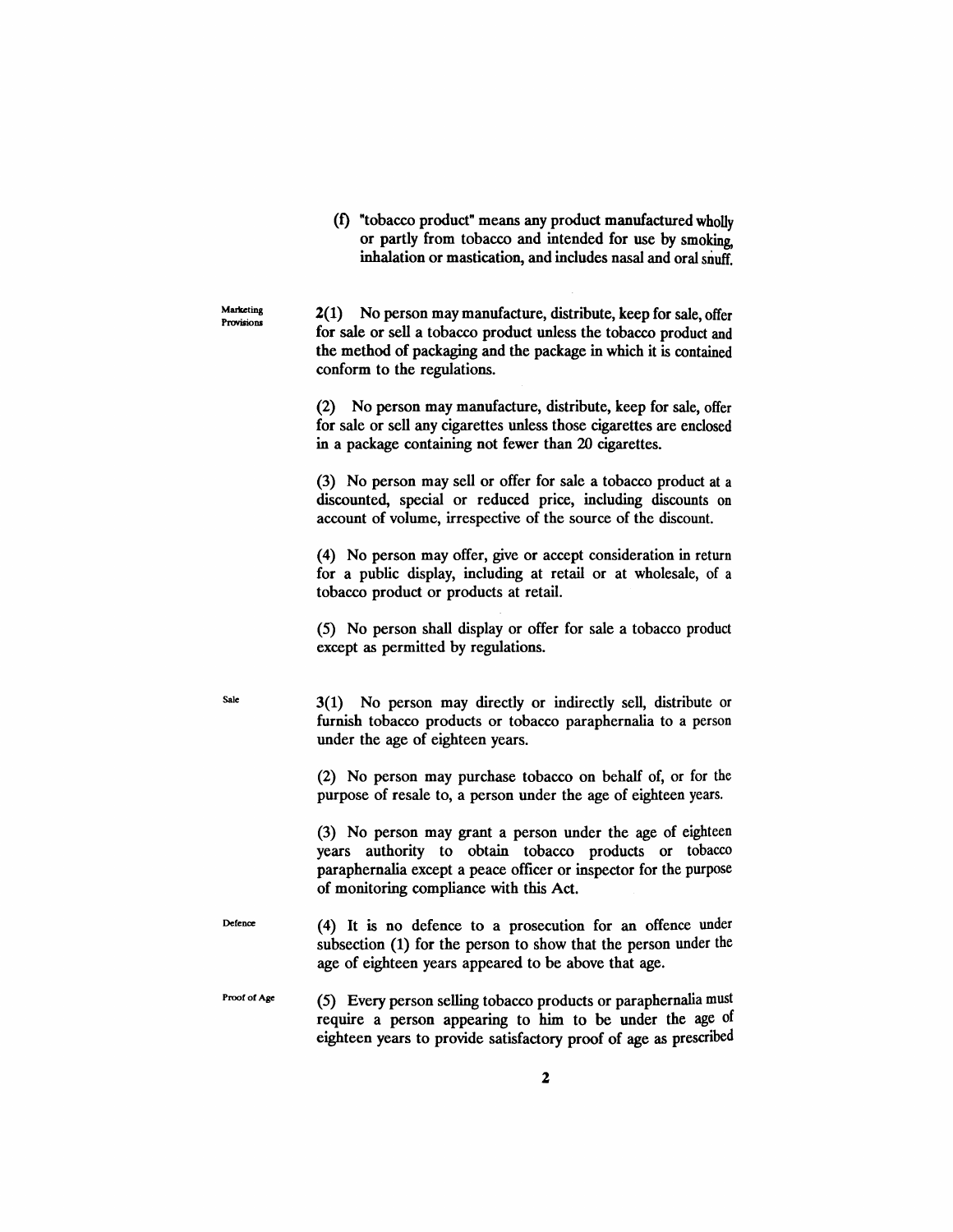(f) "tobacco product" means any product manufactured wholly or partly from tobacco and intended for use by smoking, inhalation or mastication, and includes nasal and oral snuff.

Marketing Provisions

2(1) No person may manufacture, distribute, keep for sale, offer for sale or sell a tobacco product unless the tobacco product and the method of packaging and the package in which it is contained conform to the regulations.

(2) No person may manufacture, distribute, keep for sale, offer for sale or sell any cigarettes unless those cigarettes are enclosed in a package containing not fewer than 20 cigarettes.

(3) No person may sell or offer for sale a tobacco product at a discounted, special or reduced price, including discounts on account of volume, irrespective of the source of the discount.

(4) No person may offer, give or accept consideration in return for a public display, including at retail or at wholesale, of a tobacco product or products at retail.

(5) No person shall display or offer for sale a tobacco product except as permitted by regulations.

Sale

3(1) No person may directly or indirectly sell, distribute or furnish tobacco products or tobacco paraphernalia to a person under the age of eighteen years.

(2) No person may purchase tobacco on behalf of, or for the purpose of resale to, a person under the age of eighteen years.

(3) No person may grant a person under the age of eighteen years authority to obtain tobacco products or tobacco paraphernalia except a peace officer or inspector for the purpose of monitoring compliance with this Act.

Defence

(4) It is no defence to a prosecution for an offence under subsection (1) for the person to show that the person under the age of eighteen years appeared to be above that age.

Proof of Age

(5) Every person selling tobacco products or paraphernalia must require a person appearing to him to be under the age of eighteen years to provide satisfactory proof of age as prescribed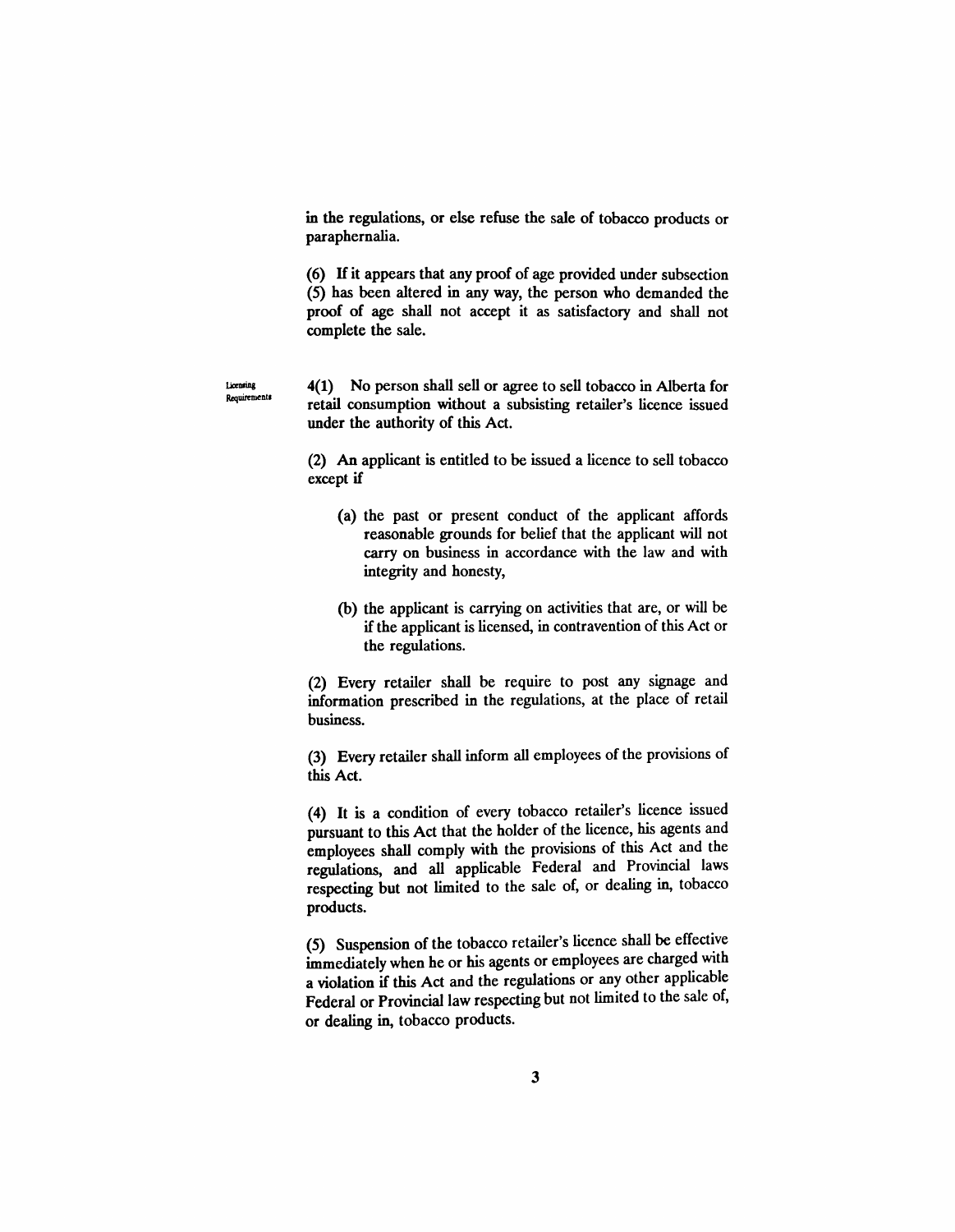in the regulations, or else refuse the sale of tobacco products or paraphernalia.

(6) If it appears that any proof of age provided under subsection (5) has been altered in any way, the person who demanded the proof of age shall not accept it as satisfactory and shall not complete the sale.

Licensing Requirements

4(1) No person shall sell or agree to sell tobacco in Alberta for retail consumption without a subsisting retailer's licence issued under the authority of this Act.

(2) An applicant is entitled to be issued a licence to sell tobacco except if

(a) the past or present conduct of the applicant affords reasonable grounds for belief that the applicant will not carry on business in accordance with the law and with integrity and honesty,

(b) the applicant is carrying on activities that are, or will be if the applicant is licensed, in contravention of this Act or the regulations.

(2) Every retailer shall be require to post any signage and information prescribed in the regulations, at the place of retail business.

(3) Every retailer shall inform all employees of the provisions of this Act.

(4) It is a condition of every tobacco retailer's licence issued pursuant to this Act that the holder of the licence, his agents and employees shall comply with the provisions of this Act and the regulations, and all applicable Federal and Provincial laws respecting but not limited to the sale of, or dealing in, tobacco products.

(5) Suspension of the tobacco retailer's licence shall be effective immediately when he or his agents or employees are charged with a violation if this Act and the regulations or any other applicable Federal or Provincial law respecting but not limited to the sale of, or dealing in, tobacco products.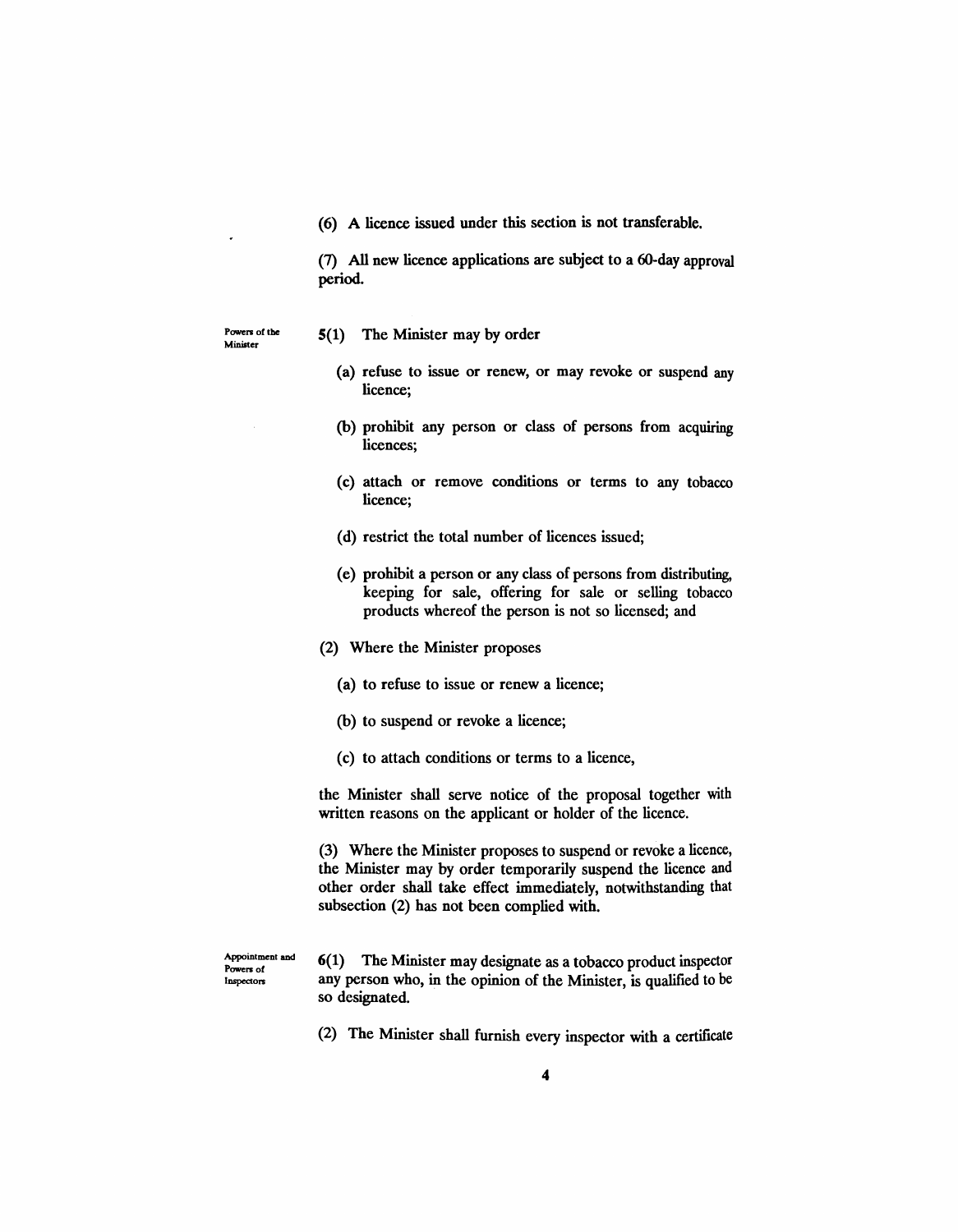(6) A licence issued under this section is not transferable.

(7) All new licence applications are subject to a 60-day approval period.

**Powers of the Minister**

5(1) The Minister may by order

(a) refuse to issue or renew, or may revoke or suspend any licence;

(b) prohibit any person or class of persons from acquiring licences;

(c) attach or remove conditions or terms to any tobacco licence;

(d) restrict the total number of licences issued;

(e) prohibit a person or any class of persons from distributing, keeping for sale, offering for sale or selling tobacco products whereof the person is not so licensed; and

(2) Where the Minister proposes

(a) to refuse to issue or renew a licence;

(b) to suspend or revoke a licence;

(c) to attach conditions or terms to a licence,

the Minister shall serve notice of the proposal together with written reasons on the applicant or holder of the licence.

(3) Where the Minister proposes to suspend or revoke a licence, the Minister may by order temporarily suspend the licence and other order shall take effect immediately, notwithstanding that subsection (2) has not been complied with.

**Appointment and Powers of Inspectors**

6(1) The Minister may designate as a tobacco product inspector any person who, in the opinion of the Minister, is qualified to be so designated.

(2) The Minister shall furnish every inspector with a certificate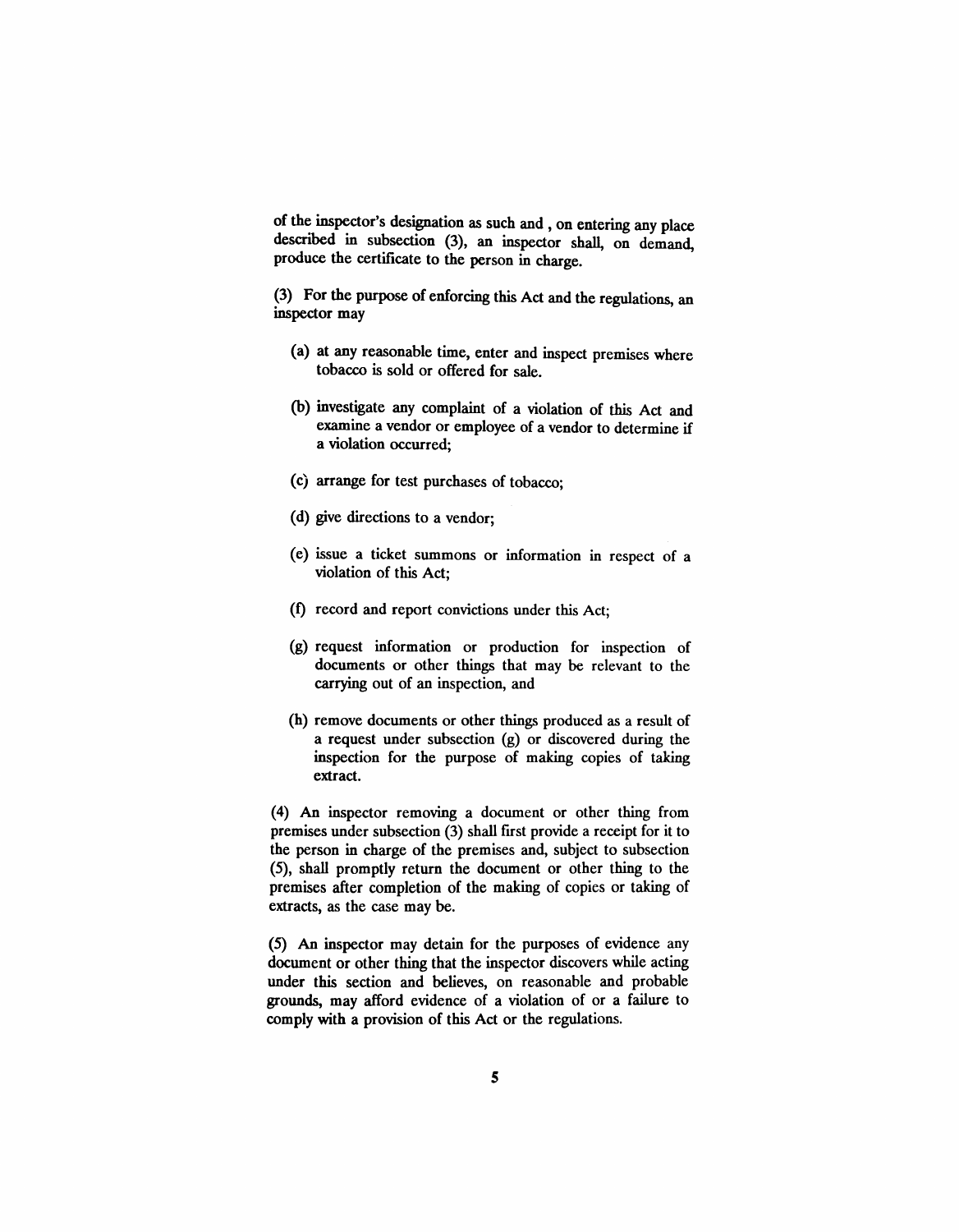of the inspector's designation as such and , on entering any place described in subsection (3), an inspector shall, on demand, produce the certificate to the person in charge.

(3) For the purpose of enforcing this Act and the regulations, an inspector may

(a) at any reasonable time, enter and inspect premises where tobacco is sold or offered for sale.

(b) investigate any complaint of a violation of this Act and examine a vendor or employee of a vendor to determine if a violation occurred;

(c) arrange for test purchases of tobacco;

(d) give directions to a vendor;

(e) issue a ticket summons or information in respect of a violation of this Act;

(f) record and report convictions under this Act;

(g) request information or production for inspection of documents or other things that may be relevant to the carrying out of an inspection, and

(h) remove documents or other things produced as a result of a request under subsection (g) or discovered during the inspection for the purpose of making copies of taking extract.

(4) An inspector removing a document or other thing from premises under subsection (3) shall first provide a receipt for it to the person in charge of the premises and, subject to subsection (5), shall promptly return the document or other thing to the premises after completion of the making of copies or taking of extracts, as the case may be.

(5) An inspector may detain for the purposes of evidence any document or other thing that the inspector discovers while acting under this section and believes, on reasonable and probable grounds, may afford evidence of a violation of or a failure to comply with a provision of this Act or the regulations.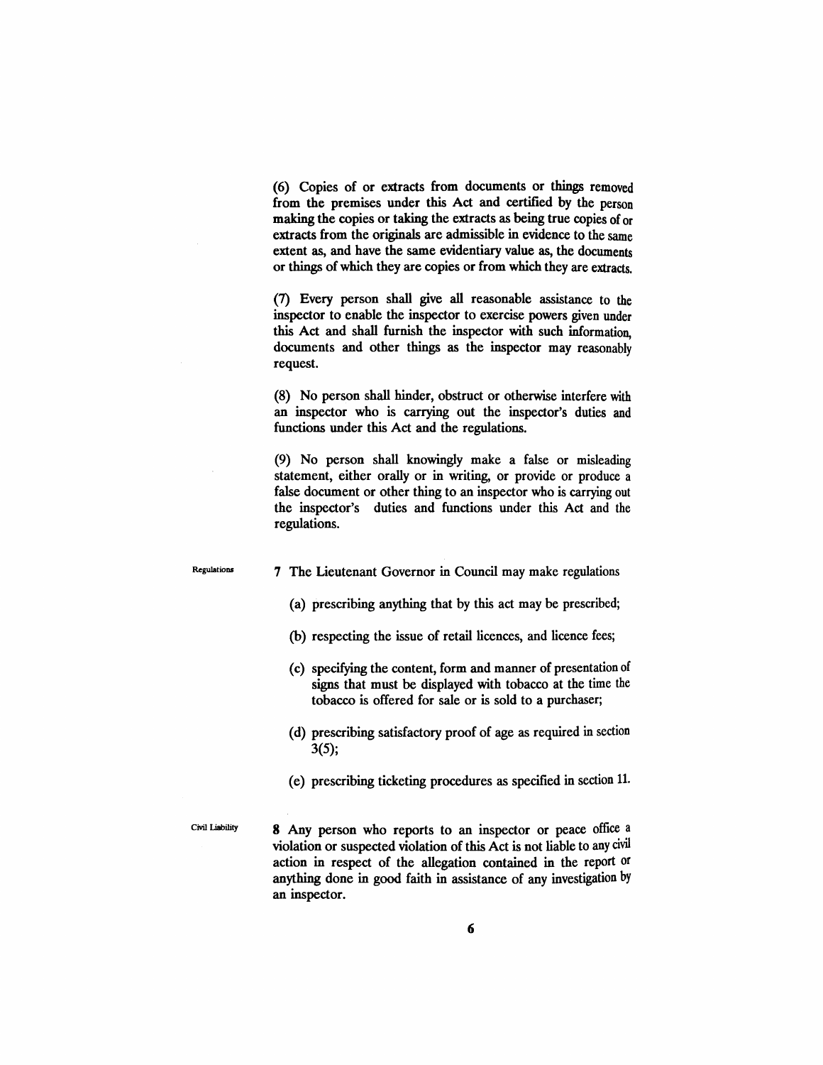(6) Copies of or extracts from documents or things removed from the premises under this Act and certified by the person making the copies or taking the extracts as being true copies of or extracts from the originals are admissible in evidence to the same extent as, and have the same evidentiary value as, the documents or things of which they are copies or from which they are extracts.

(7) Every person shall give all reasonable assistance to the inspector to enable the inspector to exercise powers given under this Act and shall furnish the inspector with such information, documents and other things as the inspector may reasonably request.

(8) No person shall hinder, obstruct or otherwise interfere with an inspector who is carrying out the inspector's duties and functions under this Act and the regulations.

(9) No person shall knowingly make a false or misleading statement, either orally or in writing, or provide or produce a false document or other thing to an inspector who is carrying out the inspector's duties and functions under this Act and the regulations.

Regulations

**7** The Lieutenant Governor in Council may make regulations

(a) prescribing anything that by this act may be prescribed;

(b) respecting the issue of retail licences, and licence fees;

(c) specifying the content, form and manner of presentation of signs that must be displayed with tobacco at the time the tobacco is offered for sale or is sold to a purchaser;

(d) prescribing satisfactory proof of age as required in section 3(5);

(e) prescribing ticketing procedures as specified in section 11.

Civil Liability

**8** Any person who reports to an inspector or peace office a violation or suspected violation of this Act is not liable to any civil action in respect of the allegation contained in the report or anything done in good faith in assistance of any investigation by an inspector.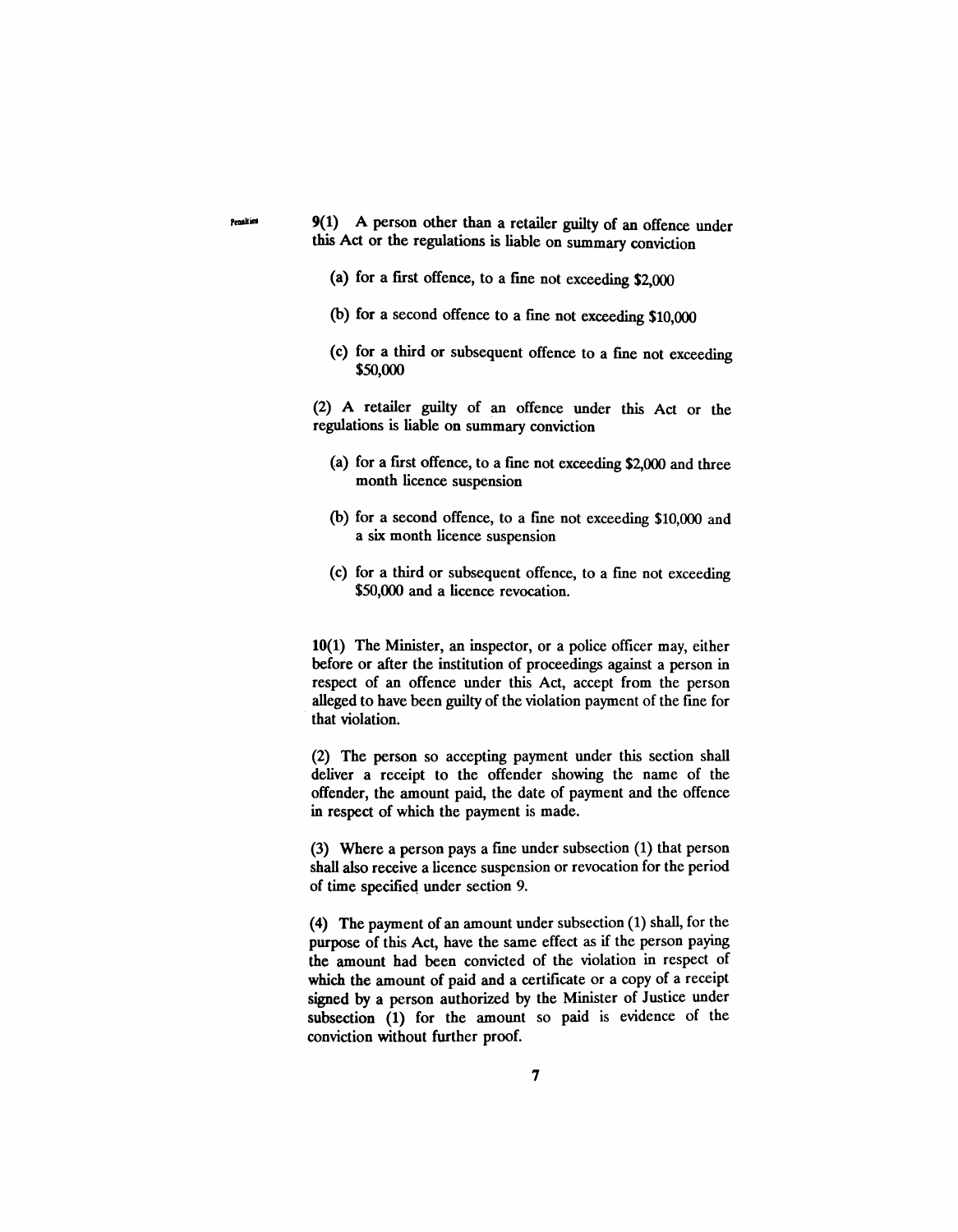Penalties

9(1) A person other than a retailer guilty of an offence under this Act or the regulations is liable on summary conviction

(a) for a first offence, to a fine not exceeding $2,000

(b) for a second offence to a fine not exceeding $10,000

(c) for a third or subsequent offence to a fine not exceeding $50,000

(2) A retailer guilty of an offence under this Act or the regulations is liable on summary conviction

(a) for a first offence, to a fine not exceeding $2,000 and three month licence suspension

(b) for a second offence, to a fine not exceeding $10,000 and a six month licence suspension

(c) for a third or subsequent offence, to a fine not exceeding $50,000 and a licence revocation.

10(1) The Minister, an inspector, or a police officer may, either before or after the institution of proceedings against a person in respect of an offence under this Act, accept from the person alleged to have been guilty of the violation payment of the fine for that violation.

(2) The person so accepting payment under this section shall deliver a receipt to the offender showing the name of the offender, the amount paid, the date of payment and the offence in respect of which the payment is made.

(3) Where a person pays a fine under subsection (1) that person shall also receive a licence suspension or revocation for the period of time specified under section 9.

(4) The payment of an amount under subsection (1) shall, for the purpose of this Act, have the same effect as if the person paying the amount had been convicted of the violation in respect of which the amount of paid and a certificate or a copy of a receipt signed by a person authorized by the Minister of Justice under subsection (1) for the amount so paid is evidence of the conviction without further proof.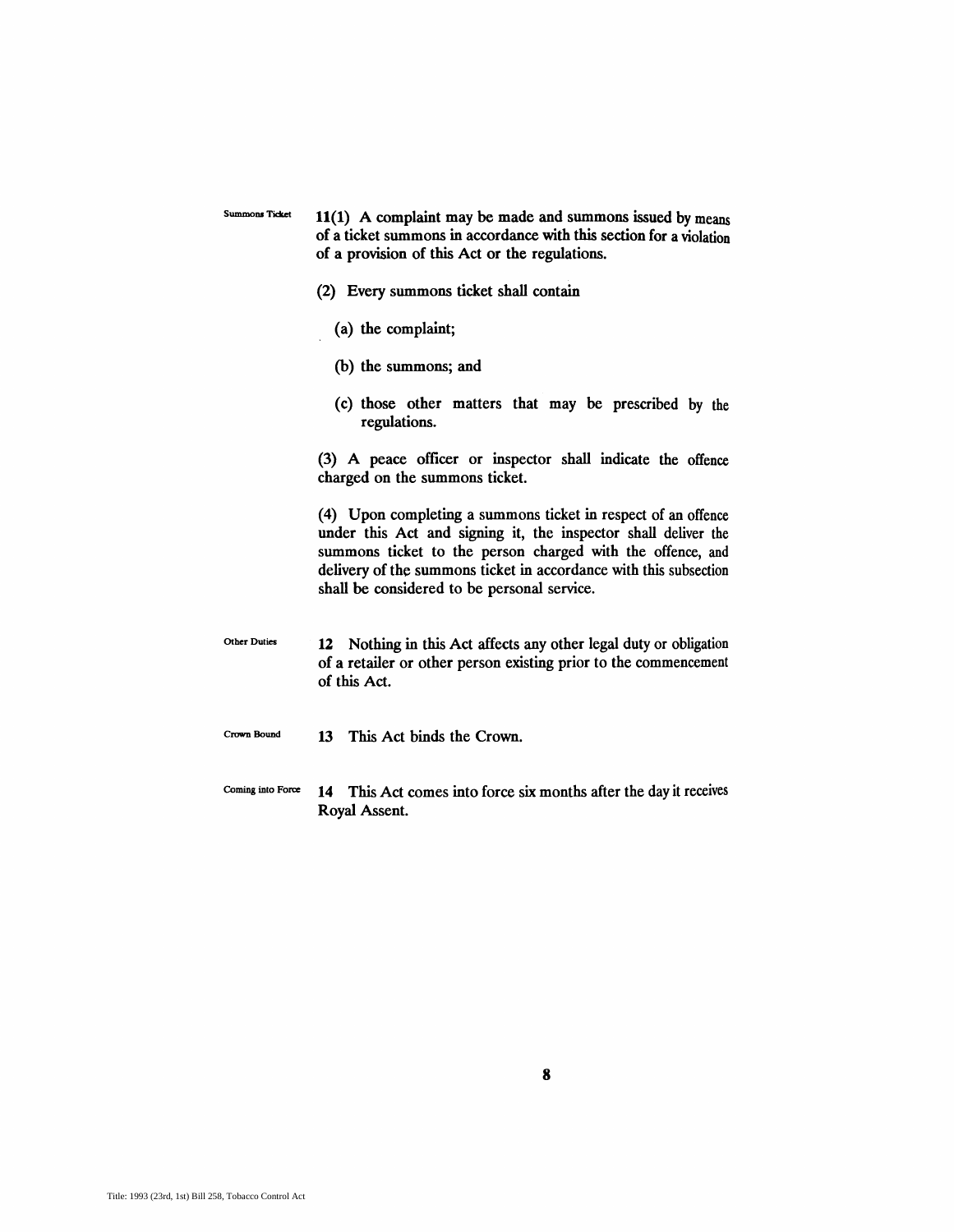**Summons Ticket**

**11(1)** A complaint may be made and summons issued by means of a ticket summons in accordance with this section for a violation of a provision of this Act or the regulations.

(2) Every summons ticket shall contain

(a) the complaint;

(b) the summons; and

(c) those other matters that may be prescribed by the regulations.

(3) A peace officer or inspector shall indicate the offence charged on the summons ticket.

(4) Upon completing a summons ticket in respect of an offence under this Act and signing it, the inspector shall deliver the summons ticket to the person charged with the offence, and delivery of the summons ticket in accordance with this subsection shall be considered to be personal service.

**Other Duties**

**12** Nothing in this Act affects any other legal duty or obligation of a retailer or other person existing prior to the commencement of this Act.

**Crown Bound**

**13** This Act binds the Crown.

**Coming into Force**

**14** This Act comes into force six months after the day it receives Royal Assent.

Title: 1993 (23rd, 1st) Bill 258, Tobacco Control Act